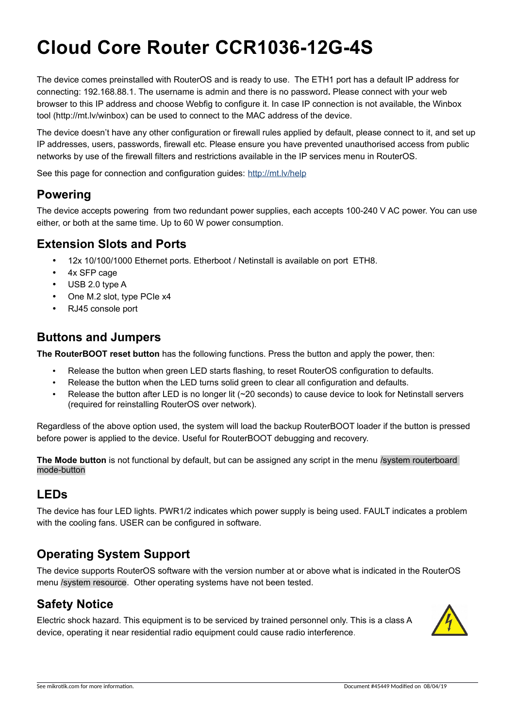# Cloud Core Router CCR1036-12G-4S

The device comes preinstalled with RouterOS and is ready to use. The ETH1 port has a default IP address for connecting: 192.168.88.1. The username is admin and there is no password**.** Please connect with your web browser to this IP address and choose Webfig to configure it. In case IP connection is not available, the Winbox tool (http://mt.lv/winbox) can be used to connect to the MAC address of the device.

The device doesn't have any other configuration or firewall rules applied by default, please connect to it, and set up IP addresses, users, passwords, firewall etc. Please ensure you have prevented unauthorised access from public networks by use of the firewall filters and restrictions available in the IP services menu in RouterOS.

See this page for connection and configuration guides: http://mt.lv/help

## Powering

The device accepts powering from two redundant power supplies, each accepts 100-240 V AC power. You can use either, or both at the same time. Up to 60 W power consumption.

## Extension Slots and Ports

- 12x 10/100/1000 Ethernet ports. Etherboot / Netinstall is available on port ETH8.
- 4x SFP cage
- USB 2.0 type A
- One M.2 slot, type PCIe x4
- RJ45 console port

## Buttons and Jumpers

**The RouterBOOT reset button** has the following functions. Press the button and apply the power, then:

- Release the button when green LED starts flashing, to reset RouterOS configuration to defaults.
- Release the button when the LED turns solid green to clear all configuration and defaults.
- Release the button after LED is no longer lit (~20 seconds) to cause device to look for Netinstall servers (required for reinstalling RouterOS over network).

Regardless of the above option used, the system will load the backup RouterBOOT loader if the button is pressed before power is applied to the device. Useful for RouterBOOT debugging and recovery.

**The Mode button** is not functional by default, but can be assigned any script in the menu /system routerboard mode-button

## LEDs

The device has four LED lights. PWR1/2 indicates which power supply is being used. FAULT indicates a problem with the cooling fans. USER can be configured in software.

## Operating System Support

The device supports RouterOS software with the version number at or above what is indicated in the RouterOS menu /system resource. Other operating systems have not been tested.

## Safety Notice

Electric shock hazard. This equipment is to be serviced by trained personnel only. This is a class A device, operating it near residential radio equipment could cause radio interference.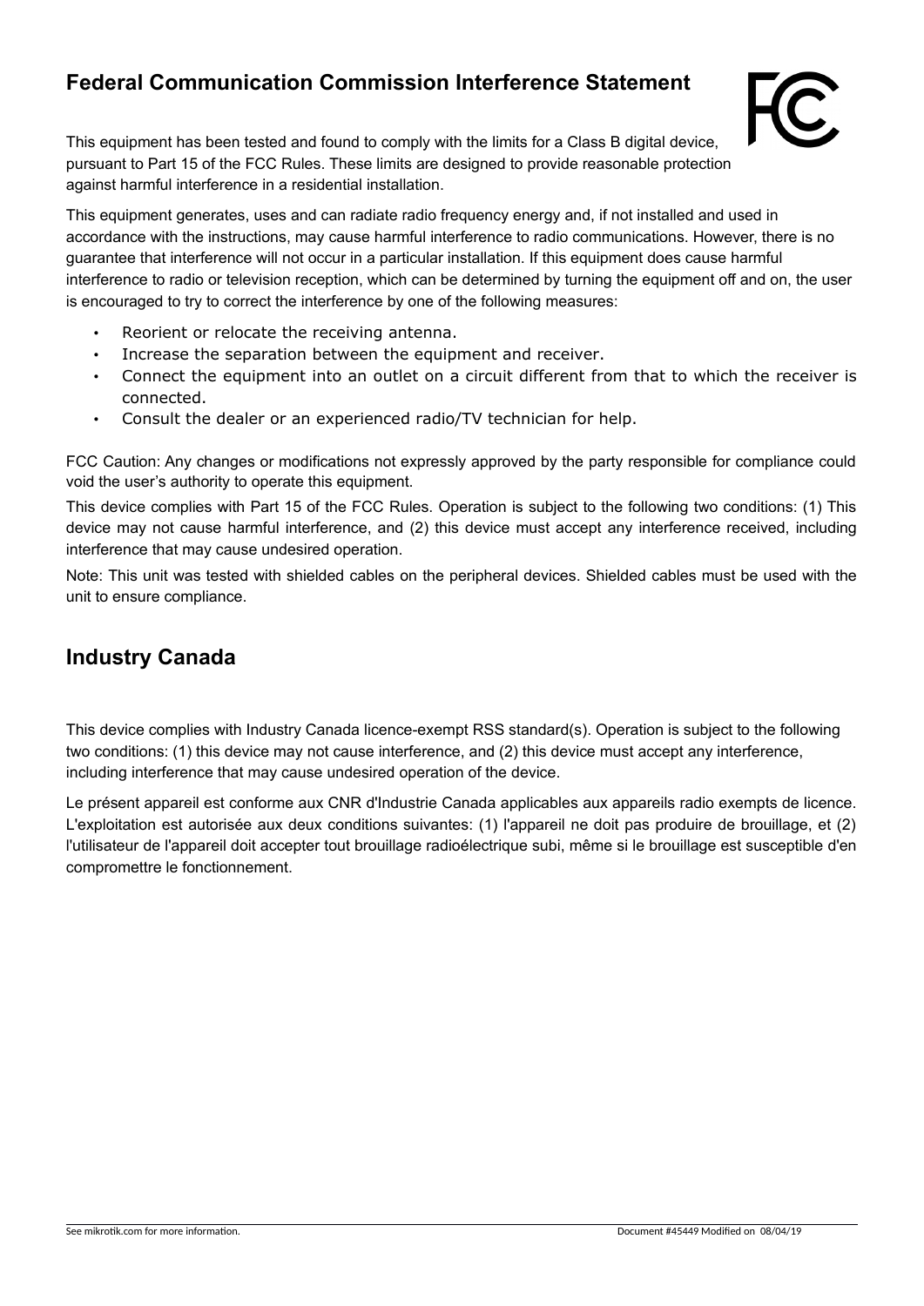## Federal Communication Commission Interference Statement

This equipment has been tested and found to comply with the limits for a Class B digital device, pursuant to Part 15 of the FCC Rules. These limits are designed to provide reasonable protection against harmful interference in a residential installation.

This equipment generates, uses and can radiate radio frequency energy and, if not installed and used in accordance with the instructions, may cause harmful interference to radio communications. However, there is no guarantee that interference will not occur in a particular installation. If this equipment does cause harmful interference to radio or television reception, which can be determined by turning the equipment off and on, the user is encouraged to try to correct the interference by one of the following measures:

- Reorient or relocate the receiving antenna.
- Increase the separation between the equipment and receiver.
- Connect the equipment into an outlet on a circuit different from that to which the receiver is connected.
- Consult the dealer or an experienced radio/TV technician for help.

FCC Caution: Any changes or modifications not expressly approved by the party responsible for compliance could void the user's authority to operate this equipment.

This device complies with Part 15 of the FCC Rules. Operation is subject to the following two conditions: (1) This device may not cause harmful interference, and (2) this device must accept any interference received, including interference that may cause undesired operation.

Note: This unit was tested with shielded cables on the peripheral devices. Shielded cables must be used with the unit to ensure compliance.

## Industry Canada

This device complies with Industry Canada licence-exempt RSS standard(s). Operation is subject to the following two conditions: (1) this device may not cause interference, and (2) this device must accept any interference, including interference that may cause undesired operation of the device.

Le présent appareil est conforme aux CNR d'Industrie Canada applicables aux appareils radio exempts de licence. L'exploitation est autorisée aux deux conditions suivantes: (1) l'appareil ne doit pas produire de brouillage, et (2) l'utilisateur de l'appareil doit accepter tout brouillage radioélectrique subi, même si le brouillage est susceptible d'en compromettre le fonctionnement.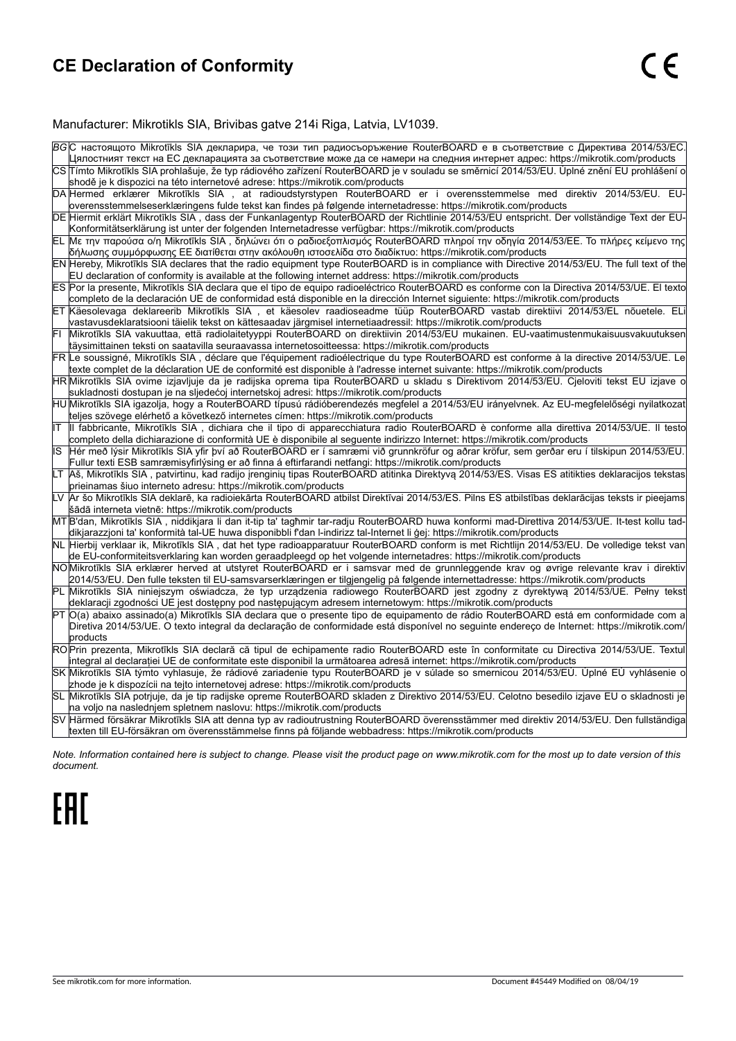# CE Declaration of Conformity

Manufacturer: Mikrotikls SIA, Brivibas gatve 214i Riga, Latvia, LV1039.

| | |
|---|---|
| BG | С настоящото Mikrotīkls SIA декларира, че този тип радиосъоръжение RouterBOARD е в съответствие с Директива 2014/53/ЕС. Цялостният текст на ЕС декларацията за съответствие може да се намери на следния интернет адрес: https://mikrotik.com/products |
| CS | Tímto Mikrotīkls SIA prohlašuje, že typ rádiového zařízení RouterBOARD je v souladu se směrnicí 2014/53/EU. Úplné znění EU prohlášení o shodě je k dispozici na této internetové adrese: https://mikrotik.com/products |
| DA | Hermed erklærer Mikrotīkls SIA , at radioudstyrstypen RouterBOARD er i overensstemmelse med direktiv 2014/53/EU. EU-overensstemmelseserklæringens fulde tekst kan findes på følgende internetadresse: https://mikrotik.com/products |
| DE | Hiermit erklärt Mikrotīkls SIA , dass der Funkanlagentyp RouterBOARD der Richtlinie 2014/53/EU entspricht. Der vollständige Text der EU-Konformitätserklärung ist unter der folgenden Internetadresse verfügbar: https://mikrotik.com/products |
| EL | Με την παρούσα ο/η Mikrotīkls SIA , δηλώνει ότι ο ραδιοεξοπλισμός RouterBOARD πληροί την οδηγία 2014/53/ΕΕ. Το πλήρες κείμενο της δήλωσης συμμόρφωσης ΕΕ διατίθεται στην ακόλουθη ιστοσελίδα στο διαδίκτυο: https://mikrotik.com/products |
| EN | Hereby, Mikrotīkls SIA declares that the radio equipment type RouterBOARD is in compliance with Directive 2014/53/EU. The full text of the EU declaration of conformity is available at the following internet address: https://mikrotik.com/products |
| ES | Por la presente, Mikrotīkls SIA declara que el tipo de equipo radioeléctrico RouterBOARD es conforme con la Directiva 2014/53/UE. El texto completo de la declaración UE de conformidad está disponible en la dirección Internet siguiente: https://mikrotik.com/products |
| ET | Käesolevaga deklareerib Mikrotīkls SIA , et käesolev raadioseadme tüüp RouterBOARD vastab direktiivi 2014/53/EL nõuetele. ELi vastavusdeklaratsiooni täielik tekst on kättesaadav järgmisel internetiaadressil: https://mikrotik.com/products |
| FI | Mikrotīkls SIA vakuuttaa, että radiolaitetyyppi RouterBOARD on direktiivin 2014/53/EU mukainen. EU-vaatimustenmukaisuusvakuutuksen täysimittainen teksti on saatavilla seuraavassa internetosoitteessa: https://mikrotik.com/products |
| FR | Le soussigné, Mikrotīkls SIA , déclare que l'équipement radioélectrique du type RouterBOARD est conforme à la directive 2014/53/UE. Le texte complet de la déclaration UE de conformité est disponible à l'adresse internet suivante: https://mikrotik.com/products |
| HR | Mikrotīkls SIA ovime izjavljuje da je radijska oprema tipa RouterBOARD u skladu s Direktivom 2014/53/EU. Cjeloviti tekst EU izjave o sukladnosti dostupan je na sljedećoj internetskoj adresi: https://mikrotik.com/products |
| HU | Mikrotīkls SIA igazolja, hogy a RouterBOARD típusú rádióberendezés megfelel a 2014/53/EU irányelvnek. Az EU-megfelelőségi nyilatkozat teljes szövege elérhető a következő internetes címen: https://mikrotik.com/products |
| IT | Il fabbricante, Mikrotīkls SIA , dichiara che il tipo di apparecchiatura radio RouterBOARD è conforme alla direttiva 2014/53/UE. Il testo completo della dichiarazione di conformità UE è disponibile al seguente indirizzo Internet: https://mikrotik.com/products |
| IS | Hér með lýsir Mikrotīkls SIA yfir því að RouterBOARD er í samræmi við grunnkröfur og aðrar kröfur, sem gerðar eru í tilskipun 2014/53/EU. Fullur texti ESB samræmisyfirlýsing er að finna á eftirfarandi netfangi: https://mikrotik.com/products |
| LT | Aš, Mikrotīkls SIA , patvirtinu, kad radijo įrenginių tipas RouterBOARD atitinka Direktyvą 2014/53/ES. Visas ES atitikties deklaracijos tekstas prieinamas šiuo interneto adresu: https://mikrotik.com/products |
| LV | Ar šo Mikrotīkls SIA deklarē, ka radioiekārta RouterBOARD atbilst Direktīvai 2014/53/ES. Pilns ES atbilstības deklarācijas teksts ir pieejams šādā interneta vietnē: https://mikrotik.com/products |
| MT | B'dan, Mikrotīkls SIA , niddikjara li dan it-tip ta' tagħmir tar-radju RouterBOARD huwa konformi mad-Direttiva 2014/53/UE. It-test kollu tad-dikjarazzjoni ta' konformità tal-UE huwa disponibbli f'dan l-indirizz tal-Internet li ġej: https://mikrotik.com/products |
| NL | Hierbij verklaar ik, Mikrotīkls SIA , dat het type radioapparatuur RouterBOARD conform is met Richtlijn 2014/53/EU. De volledige tekst van de EU-conformiteitsverklaring kan worden geraadpleegd op het volgende internetadres: https://mikrotik.com/products |
| NO | Mikrotīkls SIA erklærer herved at utstyret RouterBOARD er i samsvar med de grunnleggende krav og øvrige relevante krav i direktiv 2014/53/EU. Den fulle teksten til EU-samsvarserklæringen er tilgjengelig på følgende internettadresse: https://mikrotik.com/products |
| PL | Mikrotīkls SIA niniejszym oświadcza, że typ urządzenia radiowego RouterBOARD jest zgodny z dyrektywą 2014/53/UE. Pełny tekst deklaracji zgodności UE jest dostępny pod następującym adresem internetowym: https://mikrotik.com/products |
| PT | O(a) abaixo assinado(a) Mikrotīkls SIA declara que o presente tipo de equipamento de rádio RouterBOARD está em conformidade com a Diretiva 2014/53/UE. O texto integral da declaração de conformidade está disponível no seguinte endereço de Internet: https://mikrotik.com/products |
| RO | Prin prezenta, Mikrotīkls SIA declară că tipul de echipamente radio RouterBOARD este în conformitate cu Directiva 2014/53/UE. Textul integral al declarației UE de conformitate este disponibil la următoarea adresă internet: https://mikrotik.com/products |
| SK | Mikrotīkls SIA týmto vyhlasuje, že rádiové zariadenie typu RouterBOARD je v súlade so smernicou 2014/53/EÚ. Úplné EÚ vyhlásenie o zhode je k dispozícii na tejto internetovej adrese: https://mikrotik.com/products |
| SL | Mikrotīkls SIA potrjuje, da je tip radijske opreme RouterBOARD skladen z Direktivo 2014/53/EU. Celotno besedilo izjave EU o skladnosti je na voljo na naslednjem spletnem naslovu: https://mikrotik.com/products |
| SV | Härmed försäkrar Mikrotīkls SIA att denna typ av radioutrustning RouterBOARD överensstämmer med direktiv 2014/53/EU. Den fullständiga texten till EU-försäkran om överensstämmelse finns på följande webbadress: https://mikrotik.com/products |

*Note. Information contained here is subject to change. Please visit the product page on www.mikrotik.com for the most up to date version of this document.*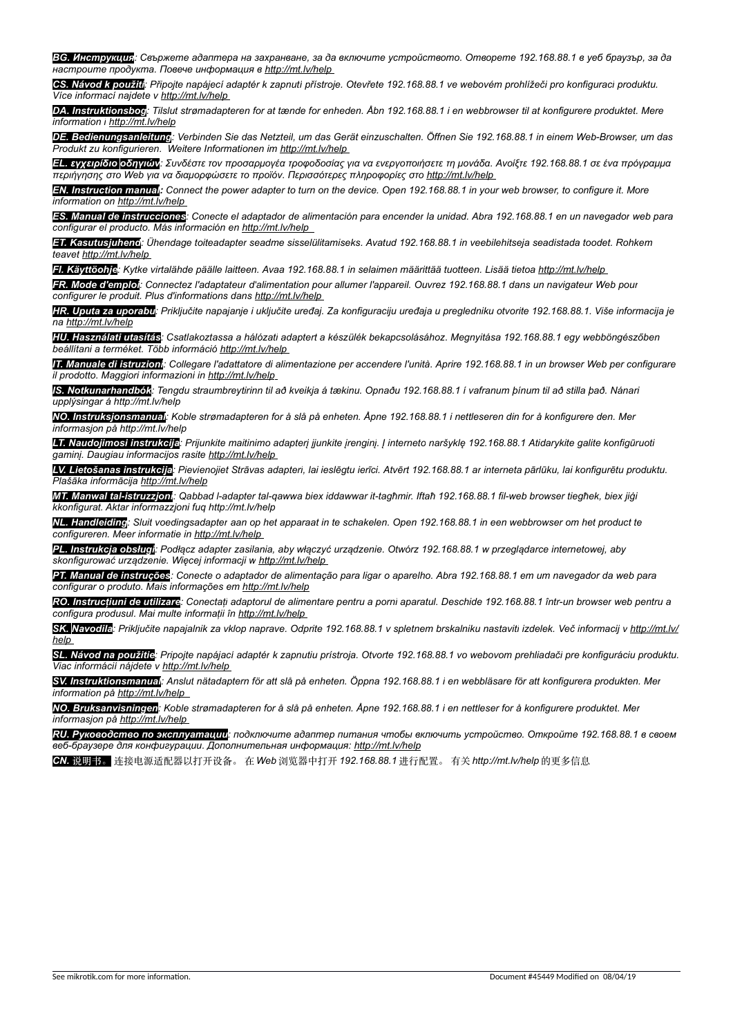**BG. Инструкция**: Свържете адаптера на захранване, за да включите устройството. Отворете 192.168.88.1 в уеб браузър, за да настроите продукта. Повече информация в http://mt.lv/help

**CS. Návod k použití**: Připojte napájecí adaptér k zapnuti přístroje. Otevřete 192.168.88.1 ve webovém prohlížeči pro konfiguraci produktu. Více informací najdete v http://mt.lv/help

**DA. Instruktionsbog**: Tilslut strømadapteren for at tænde for enheden. Åbn 192.168.88.1 i en webbrowser til at konfigurere produktet. Mere information i http://mt.lv/help

**DE. Bedienungsanleitung**: Verbinden Sie das Netzteil, um das Gerät einzuschalten. Öffnen Sie 192.168.88.1 in einem Web-Browser, um das Produkt zu konfigurieren. Weitere Informationen im http://mt.lv/help

**EL. εγχειρίδιο οδηγιών**: Συνδέστε τον προσαρμογέα τροφοδοσίας για να ενεργοποιήσετε τη μονάδα. Ανοίξτε 192.168.88.1 σε ένα πρόγραμμα περιήγησης στο Web για να διαμορφώσετε το προϊόν. Περισσότερες πληροφορίες στο http://mt.lv/help

**EN. Instruction manual**: Connect the power adapter to turn on the device. Open 192.168.88.1 in your web browser, to configure it. More information on http://mt.lv/help

**ES. Manual de instrucciones**: Conecte el adaptador de alimentación para encender la unidad. Abra 192.168.88.1 en un navegador web para configurar el producto. Más información en http://mt.lv/help

**ET. Kasutusjuhend**: Ühendage toiteadapter seadme sisselülitamiseks. Avatud 192.168.88.1 in veebilehitseja seadistada toodet. Rohkem teavet http://mt.lv/help

**FI. Käyttöohje**: Kytke virtalähde päälle laitteen. Avaa 192.168.88.1 in selaimen määrittää tuotteen. Lisää tietoa http://mt.lv/help

**FR. Mode d'emploi**: Connectez l'adaptateur d'alimentation pour allumer l'appareil. Ouvrez 192.168.88.1 dans un navigateur Web pour configurer le produit. Plus d'informations dans http://mt.lv/help

**HR. Uputa za uporabu**: Priključite napajanje i uključite uređaj. Za konfiguraciju uređaja u pregledniku otvorite 192.168.88.1. Više informacija je na http://mt.lv/help

**HU. Használati utasítás**: Csatlakoztassa a hálózati adaptert a készülék bekapcsolásához. Megnyitása 192.168.88.1 egy webböngészőben beállítani a terméket. Több információ http://mt.lv/help

**IT. Manuale di istruzioni**: Collegare l'adattatore di alimentazione per accendere l'unità. Aprire 192.168.88.1 in un browser Web per configurare il prodotto. Maggiori informazioni in http://mt.lv/help

**IS. Notkunarhandbók**: Tengdu straumbreytirinn til að kveikja á tækinu. Opnaðu 192.168.88.1 í vafranum þínum til að stilla það. Nánari upplýsingar á http://mt.lv/help

**NO. Instruksjonsmanual**: Koble strømadapteren for å slå på enheten. Åpne 192.168.88.1 i nettleseren din for å konfigurere den. Mer informasjon på http://mt.lv/help

**LT. Naudojimosi instrukcija**: Prijunkite maitinimo adapterį įjunkite įrenginį. Į interneto naršyklę 192.168.88.1 Atidarykite galite konfigūruoti gaminį. Daugiau informacijos rasite http://mt.lv/help

**LV. Lietošanas instrukcija**: Pievienojiet Strāvas adapteri, lai ieslēgtu ierīci. Atvērt 192.168.88.1 ar interneta pārlūku, lai konfigurētu produktu. Plašāka informācija http://mt.lv/help

**MT. Manwal tal-istruzzjoni**: Qabbad l-adapter tal-qawwa biex iddawwar it-tagħmir. Iftaħ 192.168.88.1 fil-web browser tiegħek, biex jiġi kkonfigurat. Aktar informazzjoni fuq http://mt.lv/help

**NL. Handleiding**: Sluit voedingsadapter aan op het apparaat in te schakelen. Open 192.168.88.1 in een webbrowser om het product te configureren. Meer informatie in http://mt.lv/help

**PL. Instrukcja obsługi**: Podłącz adapter zasilania, aby włączyć urządzenie. Otwórz 192.168.88.1 w przeglądarce internetowej, aby skonfigurować urządzenie. Więcej informacji w http://mt.lv/help

**PT. Manual de instruções**: Conecte o adaptador de alimentação para ligar o aparelho. Abra 192.168.88.1 em um navegador da web para configurar o produto. Mais informações em http://mt.lv/help

**RO. Instrucțiuni de utilizare**: Conectați adaptorul de alimentare pentru a porni aparatul. Deschide 192.168.88.1 într-un browser web pentru a configura produsul. Mai multe informații în http://mt.lv/help

**SK. Navodila**: Priključite napajalnik za vklop naprave. Odprite 192.168.88.1 v spletnem brskalniku nastaviti izdelek. Več informacij v http://mt.lv/help

**SL. Návod na použitie**: Pripojte napájací adaptér k zapnutiu prístroja. Otvorte 192.168.88.1 vo webovom prehliadači pre konfiguráciu produktu. Viac informácií nájdete v http://mt.lv/help

**SV. Instruktionsmanual**: Anslut nätadaptern för att slå på enheten. Öppna 192.168.88.1 i en webbläsare för att konfigurera produkten. Mer information på http://mt.lv/help

**NO. Bruksanvisningen**: Koble strømadapteren for å slå på enheten. Åpne 192.168.88.1 i en nettleser for å konfigurere produktet. Mer informasjon på http://mt.lv/help

**RU. Руководство по эксплуатации**: подключите адаптер питания чтобы включить устройство. Откройте 192.168.88.1 в своем веб-браузере для конфигурации. Дополнительная информация: http://mt.lv/help

**CN. 说明书。** 连接电源适配器以打开设备。 在 Web 浏览器中打开 192.168.88.1 进行配置。 有关 http://mt.lv/help 的更多信息

See mikrotik.com for more information.

Document #45449 Modified on 08/04/19